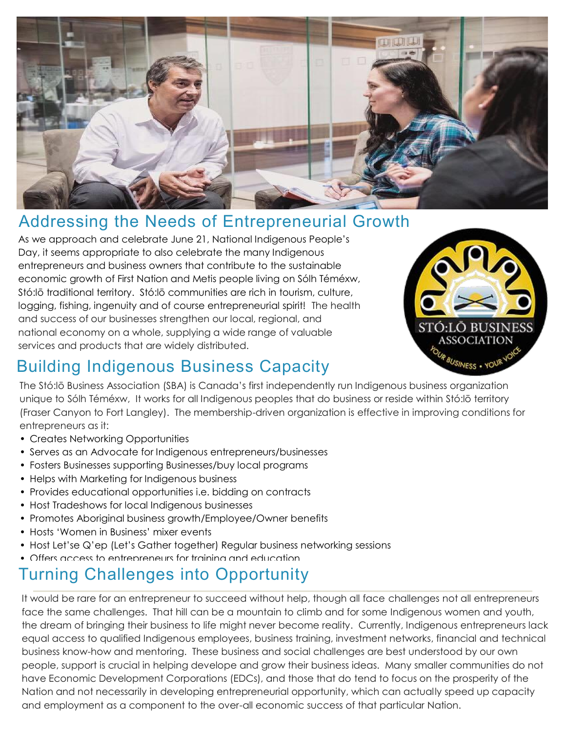## Addressing the Needs of Entrepreneurial Growth

As we approach and celebrate June 21, National Indigenous People's Day, it seems appropriate to also celebrate the many Indigenous entrepreneurs and business owners that contribute to the sustainable economic growth of First Nation and Metis people living on Sólh Téméxw, Stó:lō traditional territory. Stó:lō communities are rich in tourism, culture, logging, fishing, ingenuity and of course entrepreneurial spirit! The health and success of our businesses strengthen our local, regional, and national economy on a whole, supplying a wide range of valuable services and products that are widely distributed.

STÓ:LŌ BUSINESS ASSOCIATION
YOUR BUSINESS • YOUR VOICE

## Building Indigenous Business Capacity

The Stó:lō Business Association (SBA) is Canada's first independently run Indigenous business organization unique to Sólh Téméxw, It works for all Indigenous peoples that do business or reside within Stó:lō territory (Fraser Canyon to Fort Langley). The membership-driven organization is effective in improving conditions for entrepreneurs as it:

- Creates Networking Opportunities
- Serves as an Advocate for Indigenous entrepreneurs/businesses
- Fosters Businesses supporting Businesses/buy local programs
- Helps with Marketing for Indigenous business
- Provides educational opportunities i.e. bidding on contracts
- Host Tradeshows for local Indigenous businesses
- Promotes Aboriginal business growth/Employee/Owner benefits
- Hosts 'Women in Business' mixer events
- Host Let'se Q'ep (Let's Gather together) Regular business networking sessions
- Offers access to entrepreneurs for training and education

## Turning Challenges into Opportunity

It would be rare for an entrepreneur to succeed without help, though all face challenges not all entrepreneurs face the same challenges. That hill can be a mountain to climb and for some Indigenous women and youth, the dream of bringing their business to life might never become reality. Currently, Indigenous entrepreneurs lack equal access to qualified Indigenous employees, business training, investment networks, financial and technical business know-how and mentoring. These business and social challenges are best understood by our own people, support is crucial in helping develope and grow their business ideas. Many smaller communities do not have Economic Development Corporations (EDCs), and those that do tend to focus on the prosperity of the Nation and not necessarily in developing entrepreneurial opportunity, which can actually speed up capacity and employment as a component to the over-all economic success of that particular Nation.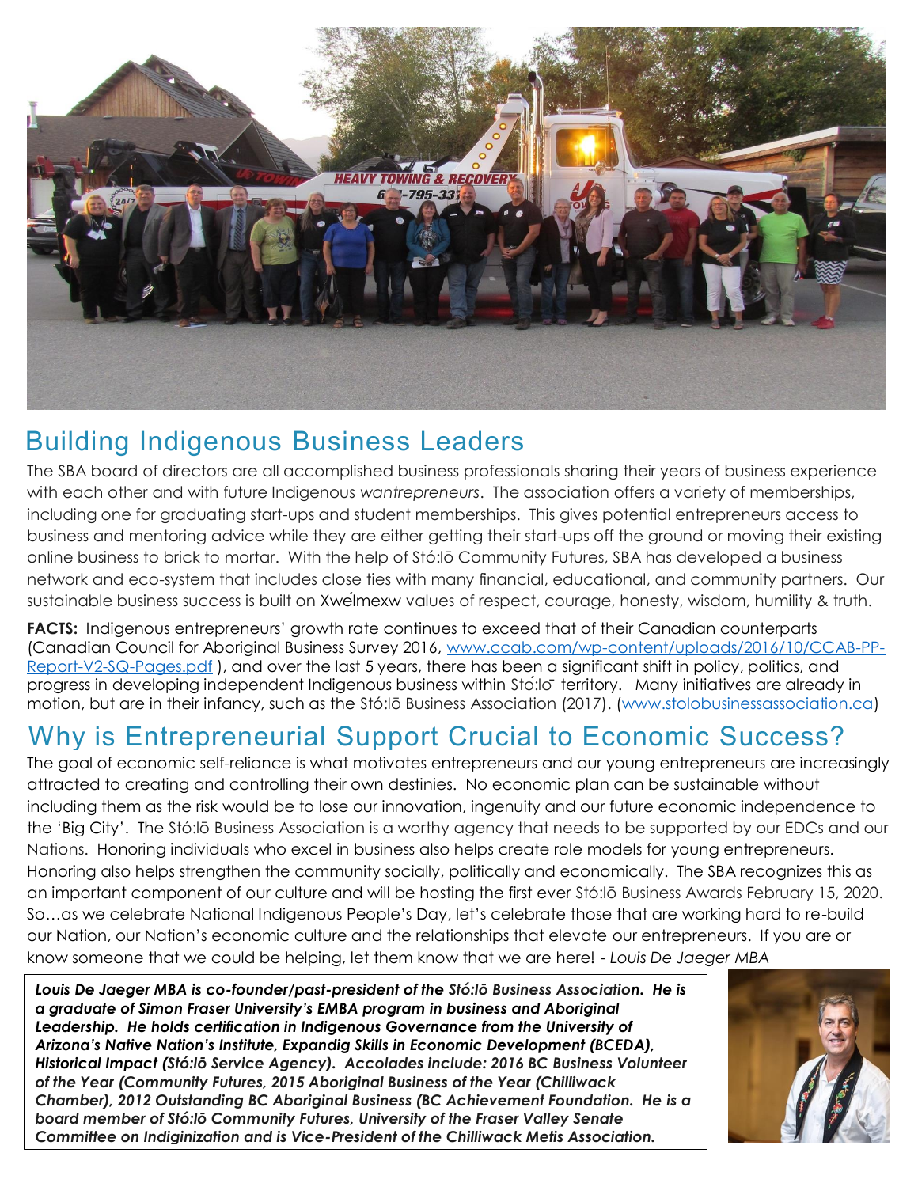## Building Indigenous Business Leaders

The SBA board of directors are all accomplished business professionals sharing their years of business experience with each other and with future Indigenous *wantrepreneurs*. The association offers a variety of memberships, including one for graduating start-ups and student memberships. This gives potential entrepreneurs access to business and mentoring advice while they are either getting their start-ups off the ground or moving their existing online business to brick to mortar. With the help of Stó:lō Community Futures, SBA has developed a business network and eco-system that includes close ties with many financial, educational, and community partners. Our sustainable business success is built on Xwélmexw values of respect, courage, honesty, wisdom, humility & truth.

**FACTS:** Indigenous entrepreneurs' growth rate continues to exceed that of their Canadian counterparts (Canadian Council for Aboriginal Business Survey 2016, www.ccab.com/wp-content/uploads/2016/10/CCAB-PP-Report-V2-SQ-Pages.pdf ), and over the last 5 years, there has been a significant shift in policy, politics, and progress in developing independent Indigenous business within Stó:lō territory. Many initiatives are already in motion, but are in their infancy, such as the Stó:lō Business Association (2017). (www.stolobusinessassociation.ca)

## Why is Entrepreneurial Support Crucial to Economic Success?

The goal of economic self-reliance is what motivates entrepreneurs and our young entrepreneurs are increasingly attracted to creating and controlling their own destinies. No economic plan can be sustainable without including them as the risk would be to lose our innovation, ingenuity and our future economic independence to the 'Big City'. The Stó:lō Business Association is a worthy agency that needs to be supported by our EDCs and our Nations. Honoring individuals who excel in business also helps create role models for young entrepreneurs. Honoring also helps strengthen the community socially, politically and economically. The SBA recognizes this as an important component of our culture and will be hosting the first ever Stó:lō Business Awards February 15, 2020. So…as we celebrate National Indigenous People's Day, let's celebrate those that are working hard to re-build our Nation, our Nation's economic culture and the relationships that elevate our entrepreneurs. If you are or know someone that we could be helping, let them know that we are here! - *Louis De Jaeger MBA*

***Louis De Jaeger MBA is co-founder/past-president of the Stó:lō Business Association. He is a graduate of Simon Fraser University's EMBA program in business and Aboriginal Leadership. He holds certification in Indigenous Governance from the University of Arizona's Native Nation's Institute, Expandig Skills in Economic Development (BCEDA), Historical Impact (Stó:lō Service Agency). Accolades include: 2016 BC Business Volunteer of the Year (Community Futures, 2015 Aboriginal Business of the Year (Chilliwack Chamber), 2012 Outstanding BC Aboriginal Business (BC Achievement Foundation. He is a board member of Stó:lō Community Futures, University of the Fraser Valley Senate Committee on Indiginization and is Vice-President of the Chilliwack Metis Association.***